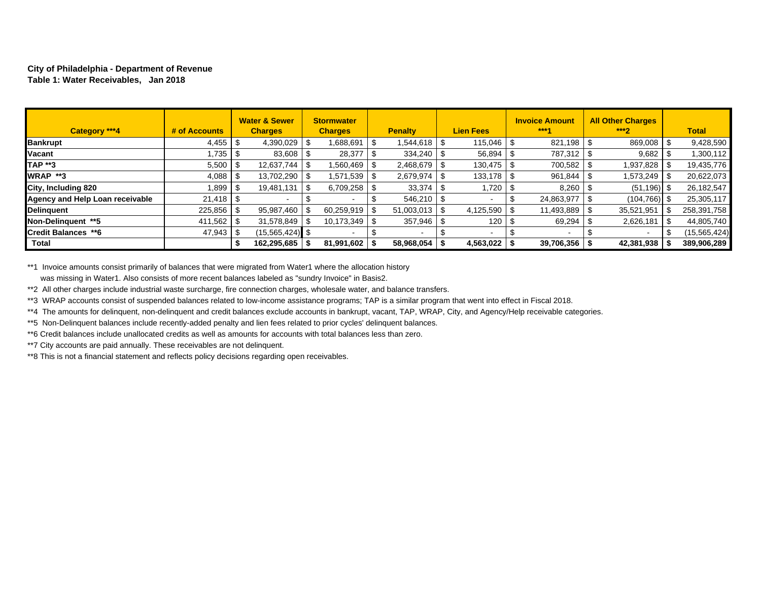**City of Philadelphia - Department of Revenue**

**Table 1: Water Receivables, Jan 2018**

| Category ***4 | # of Accounts | Water & Sewer Charges | Stormwater Charges | Penalty | Lien Fees | Invoice Amount ***1 | All Other Charges ***2 | Total |
|---|---|---|---|---|---|---|---|---|
| **Bankrupt** | 4,455 | $ 4,390,029 | $ 1,688,691 | $ 1,544,618 | $ 115,046 | $ 821,198 | $ 869,008 | $ 9,428,590 |
| **Vacant** | 1,735 | $ 83,608 | $ 28,377 | $ 334,240 | $ 56,894 | $ 787,312 | $ 9,682 | $ 1,300,112 |
| **TAP **3** | 5,500 | $ 12,637,744 | $ 1,560,469 | $ 2,468,679 | $ 130,475 | $ 700,582 | $ 1,937,828 | $ 19,435,776 |
| **WRAP **3** | 4,088 | $ 13,702,290 | $ 1,571,539 | $ 2,679,974 | $ 133,178 | $ 961,844 | $ 1,573,249 | $ 20,622,073 |
| **City, Including 820** | 1,899 | $ 19,481,131 | $ 6,709,258 | $ 33,374 | $ 1,720 | $ 8,260 | $ (51,196) | $ 26,182,547 |
| **Agency and Help Loan receivable** | 21,418 | $ - | $ - | $ 546,210 | $ - | $ 24,863,977 | $ (104,766) | $ 25,305,117 |
| **Delinquent** | 225,856 | $ 95,987,460 | $ 60,259,919 | $ 51,003,013 | $ 4,125,590 | $ 11,493,889 | $ 35,521,951 | $ 258,391,758 |
| **Non-Delinquent **5** | 411,562 | $ 31,578,849 | $ 10,173,349 | $ 357,946 | $ 120 | $ 69,294 | $ 2,626,181 | $ 44,805,740 |
| **Credit Balances **6** | 47,943 | $ (15,565,424) | $ - | $ - | $ - | $ - | $ - | $ (15,565,424) |
| **Total** | | **$ 162,295,685** | **$ 81,991,602** | **$ 58,968,054** | **$ 4,563,022** | **$ 39,706,356** | **$ 42,381,938** | **$ 389,906,289** |

**1 Invoice amounts consist primarily of balances that were migrated from Water1 where the allocation history was missing in Water1. Also consists of more recent balances labeled as "sundry Invoice" in Basis2.

**2 All other charges include industrial waste surcharge, fire connection charges, wholesale water, and balance transfers.

**3 WRAP accounts consist of suspended balances related to low-income assistance programs; TAP is a similar program that went into effect in Fiscal 2018.

**4 The amounts for delinquent, non-delinquent and credit balances exclude accounts in bankrupt, vacant, TAP, WRAP, City, and Agency/Help receivable categories.

**5 Non-Delinquent balances include recently-added penalty and lien fees related to prior cycles' delinquent balances.

**6 Credit balances include unallocated credits as well as amounts for accounts with total balances less than zero.

**7 City accounts are paid annually. These receivables are not delinquent.

**8 This is not a financial statement and reflects policy decisions regarding open receivables.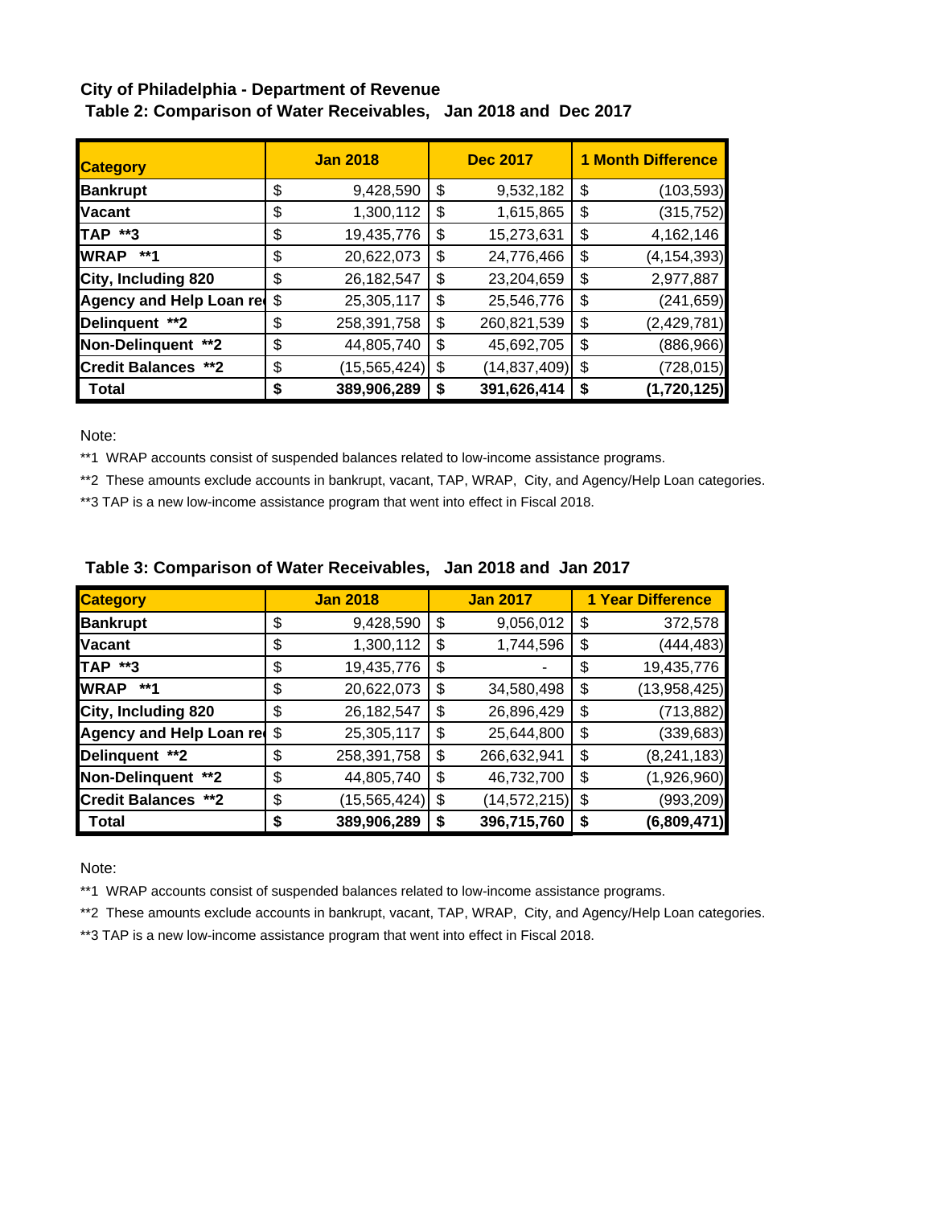**City of Philadelphia - Department of Revenue**

**Table 2: Comparison of Water Receivables, Jan 2018 and Dec 2017**

| Category | Jan 2018 | Dec 2017 | 1 Month Difference |
|---|---|---|---|
| **Bankrupt** | $ 9,428,590 | $ 9,532,182 | $ (103,593) |
| **Vacant** | $ 1,300,112 | $ 1,615,865 | $ (315,752) |
| **TAP \*\*3** | $ 19,435,776 | $ 15,273,631 | $ 4,162,146 |
| **WRAP \*\*1** | $ 20,622,073 | $ 24,776,466 | $ (4,154,393) |
| **City, Including 820** | $ 26,182,547 | $ 23,204,659 | $ 2,977,887 |
| **Agency and Help Loan re** | $ 25,305,117 | $ 25,546,776 | $ (241,659) |
| **Delinquent \*\*2** | $ 258,391,758 | $ 260,821,539 | $ (2,429,781) |
| **Non-Delinquent \*\*2** | $ 44,805,740 | $ 45,692,705 | $ (886,966) |
| **Credit Balances \*\*2** | $ (15,565,424) | $ (14,837,409) | $ (728,015) |
| **Total** | **$ 389,906,289** | **$ 391,626,414** | **$ (1,720,125)** |

Note:

**1 WRAP accounts consist of suspended balances related to low-income assistance programs.

**2 These amounts exclude accounts in bankrupt, vacant, TAP, WRAP, City, and Agency/Help Loan categories.

**3 TAP is a new low-income assistance program that went into effect in Fiscal 2018.

**Table 3: Comparison of Water Receivables, Jan 2018 and Jan 2017**

| Category | Jan 2018 | Jan 2017 | 1 Year Difference |
|---|---|---|---|
| **Bankrupt** | $ 9,428,590 | $ 9,056,012 | $ 372,578 |
| **Vacant** | $ 1,300,112 | $ 1,744,596 | $ (444,483) |
| **TAP \*\*3** | $ 19,435,776 | $ - | $ 19,435,776 |
| **WRAP \*\*1** | $ 20,622,073 | $ 34,580,498 | $ (13,958,425) |
| **City, Including 820** | $ 26,182,547 | $ 26,896,429 | $ (713,882) |
| **Agency and Help Loan re** | $ 25,305,117 | $ 25,644,800 | $ (339,683) |
| **Delinquent \*\*2** | $ 258,391,758 | $ 266,632,941 | $ (8,241,183) |
| **Non-Delinquent \*\*2** | $ 44,805,740 | $ 46,732,700 | $ (1,926,960) |
| **Credit Balances \*\*2** | $ (15,565,424) | $ (14,572,215) | $ (993,209) |
| **Total** | **$ 389,906,289** | **$ 396,715,760** | **$ (6,809,471)** |

Note:

**1 WRAP accounts consist of suspended balances related to low-income assistance programs.

**2 These amounts exclude accounts in bankrupt, vacant, TAP, WRAP, City, and Agency/Help Loan categories.

**3 TAP is a new low-income assistance program that went into effect in Fiscal 2018.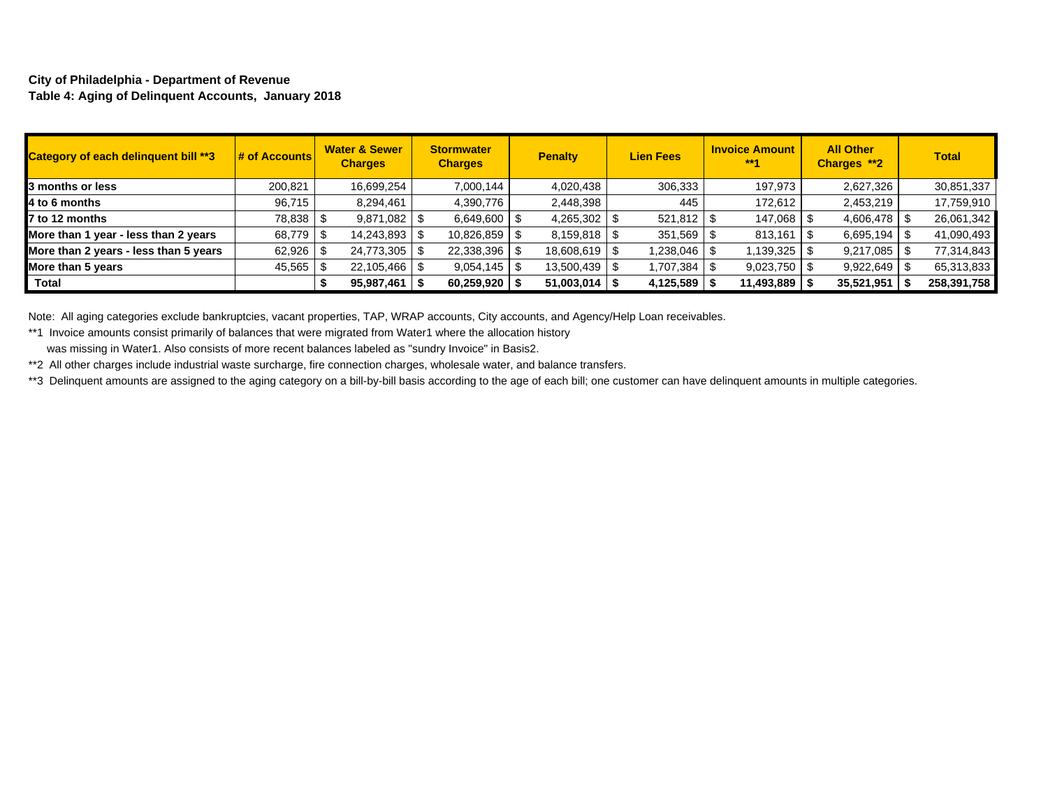**City of Philadelphia - Department of Revenue**
**Table 4: Aging of Delinquent Accounts, January 2018**

| Category of each delinquent bill **3 | # of Accounts | Water & Sewer Charges | Stormwater Charges | Penalty | Lien Fees | Invoice Amount **1 | All Other Charges **2 | Total |
|---|---|---|---|---|---|---|---|---|
| **3 months or less** | 200,821 | 16,699,254 | 7,000,144 | 4,020,438 | 306,333 | 197,973 | 2,627,326 | 30,851,337 |
| **4 to 6 months** | 96,715 | 8,294,461 | 4,390,776 | 2,448,398 | 445 | 172,612 | 2,453,219 | 17,759,910 |
| **7 to 12 months** | 78,838 | $ 9,871,082 | $ 6,649,600 | $ 4,265,302 | $ 521,812 | $ 147,068 | $ 4,606,478 | $ 26,061,342 |
| **More than 1 year - less than 2 years** | 68,779 | $ 14,243,893 | $ 10,826,859 | $ 8,159,818 | $ 351,569 | $ 813,161 | $ 6,695,194 | $ 41,090,493 |
| **More than 2 years - less than 5 years** | 62,926 | $ 24,773,305 | $ 22,338,396 | $ 18,608,619 | $ 1,238,046 | $ 1,139,325 | $ 9,217,085 | $ 77,314,843 |
| **More than 5 years** | 45,565 | $ 22,105,466 | $ 9,054,145 | $ 13,500,439 | $ 1,707,384 | $ 9,023,750 | $ 9,922,649 | $ 65,313,833 |
| **Total** | | **$ 95,987,461** | **$ 60,259,920** | **$ 51,003,014** | **$ 4,125,589** | **$ 11,493,889** | **$ 35,521,951** | **$ 258,391,758** |

Note: All aging categories exclude bankruptcies, vacant properties, TAP, WRAP accounts, City accounts, and Agency/Help Loan receivables.

**1 Invoice amounts consist primarily of balances that were migrated from Water1 where the allocation history was missing in Water1. Also consists of more recent balances labeled as "sundry Invoice" in Basis2.

**2 All other charges include industrial waste surcharge, fire connection charges, wholesale water, and balance transfers.

**3 Delinquent amounts are assigned to the aging category on a bill-by-bill basis according to the age of each bill; one customer can have delinquent amounts in multiple categories.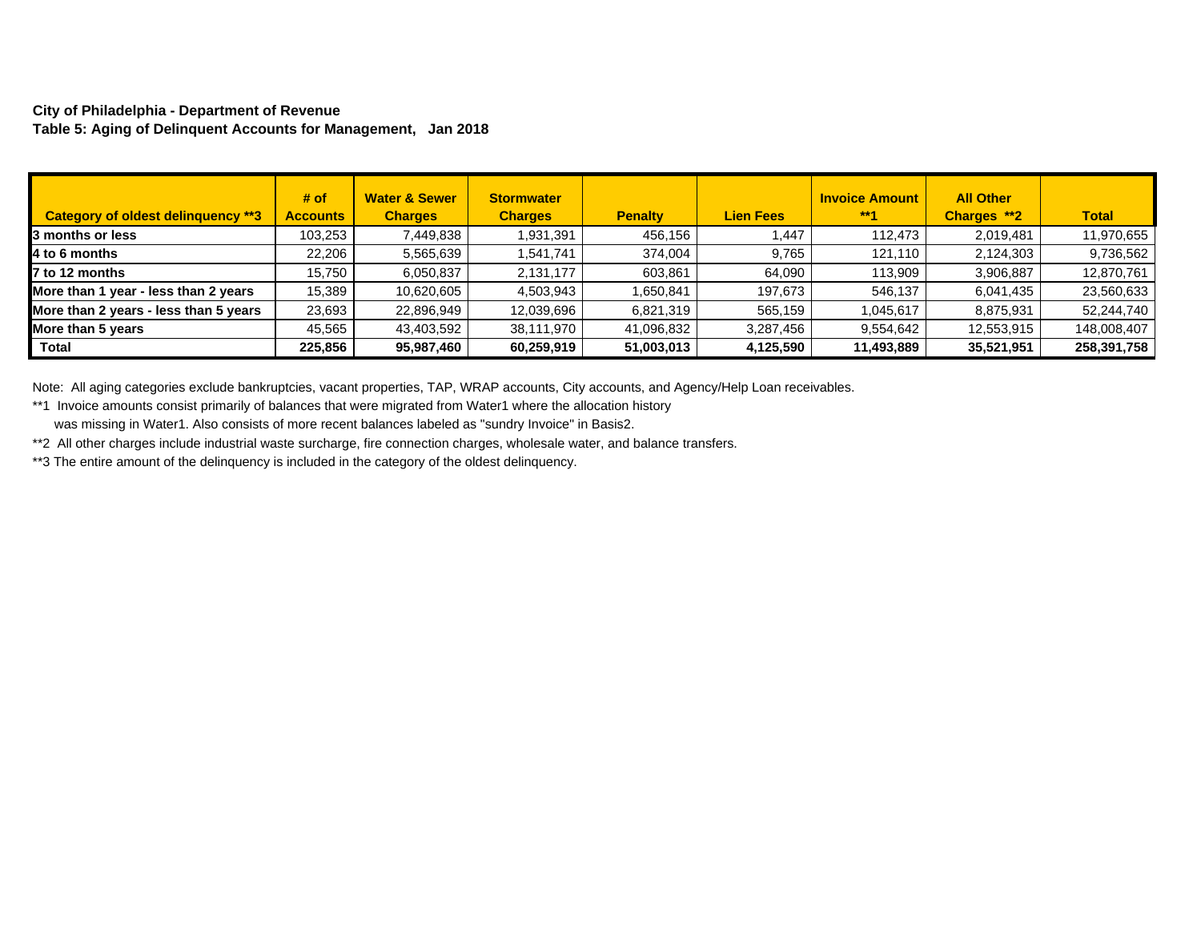**City of Philadelphia - Department of Revenue**
**Table 5: Aging of Delinquent Accounts for Management, Jan 2018**

| Category of oldest delinquency **3 | # of Accounts | Water & Sewer Charges | Stormwater Charges | Penalty | Lien Fees | Invoice Amount **1 | All Other Charges **2 | Total |
|---|---|---|---|---|---|---|---|---|
| **3 months or less** | 103,253 | 7,449,838 | 1,931,391 | 456,156 | 1,447 | 112,473 | 2,019,481 | 11,970,655 |
| **4 to 6 months** | 22,206 | 5,565,639 | 1,541,741 | 374,004 | 9,765 | 121,110 | 2,124,303 | 9,736,562 |
| **7 to 12 months** | 15,750 | 6,050,837 | 2,131,177 | 603,861 | 64,090 | 113,909 | 3,906,887 | 12,870,761 |
| **More than 1 year - less than 2 years** | 15,389 | 10,620,605 | 4,503,943 | 1,650,841 | 197,673 | 546,137 | 6,041,435 | 23,560,633 |
| **More than 2 years - less than 5 years** | 23,693 | 22,896,949 | 12,039,696 | 6,821,319 | 565,159 | 1,045,617 | 8,875,931 | 52,244,740 |
| **More than 5 years** | 45,565 | 43,403,592 | 38,111,970 | 41,096,832 | 3,287,456 | 9,554,642 | 12,553,915 | 148,008,407 |
| **Total** | **225,856** | **95,987,460** | **60,259,919** | **51,003,013** | **4,125,590** | **11,493,889** | **35,521,951** | **258,391,758** |

Note: All aging categories exclude bankruptcies, vacant properties, TAP, WRAP accounts, City accounts, and Agency/Help Loan receivables.

**1 Invoice amounts consist primarily of balances that were migrated from Water1 where the allocation history was missing in Water1. Also consists of more recent balances labeled as "sundry Invoice" in Basis2.

**2 All other charges include industrial waste surcharge, fire connection charges, wholesale water, and balance transfers.

**3 The entire amount of the delinquency is included in the category of the oldest delinquency.